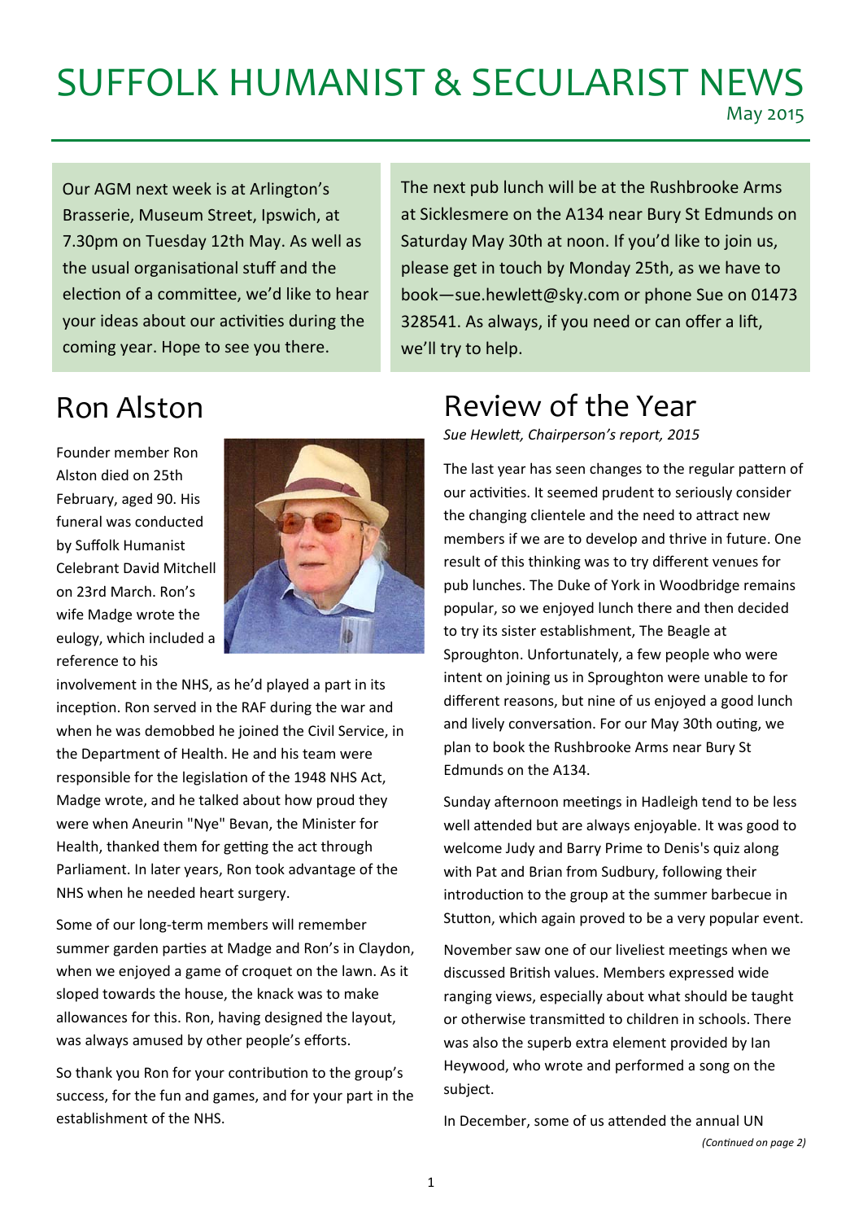# SUFFOLK HUMANIST & SECULARIST NEWS

May 2015

Our AGM next week is at Arlington's Brasserie, Museum Street, Ipswich, at 7.30pm on Tuesday 12th May. As well as the usual organisational stuff and the election of a committee, we'd like to hear your ideas about our activities during the coming year. Hope to see you there.

The next pub lunch will be at the Rushbrooke Arms at Sicklesmere on the A134 near Bury St Edmunds on Saturday May 30th at noon. If you'd like to join us, please get in touch by Monday 25th, as we have to book—sue.hewlett@sky.com or phone Sue on 01473 328541. As always, if you need or can offer a lift, we'll try to help.

## Ron Alston

Founder member Ron Alston died on 25th February, aged 90. His funeral was conducted by Suffolk Humanist Celebrant David Mitchell on 23rd March. Ron's wife Madge wrote the eulogy, which included a reference to his involvement in the NHS, as he'd played a part in its inception. Ron served in the RAF during the war and when he was demobbed he joined the Civil Service, in the Department of Health. He and his team were responsible for the legislation of the 1948 NHS Act, Madge wrote, and he talked about how proud they were when Aneurin "Nye" Bevan, the Minister for Health, thanked them for getting the act through Parliament. In later years, Ron took advantage of the NHS when he needed heart surgery.

Some of our long-term members will remember summer garden parties at Madge and Ron's in Claydon, when we enjoyed a game of croquet on the lawn. As it sloped towards the house, the knack was to make allowances for this. Ron, having designed the layout, was always amused by other people's efforts.

So thank you Ron for your contribution to the group's success, for the fun and games, and for your part in the establishment of the NHS.

## Review of the Year

*Sue Hewlett, Chairperson's report, 2015*

The last year has seen changes to the regular pattern of our activities. It seemed prudent to seriously consider the changing clientele and the need to attract new members if we are to develop and thrive in future. One result of this thinking was to try different venues for pub lunches. The Duke of York in Woodbridge remains popular, so we enjoyed lunch there and then decided to try its sister establishment, The Beagle at Sproughton. Unfortunately, a few people who were intent on joining us in Sproughton were unable to for different reasons, but nine of us enjoyed a good lunch and lively conversation. For our May 30th outing, we plan to book the Rushbrooke Arms near Bury St Edmunds on the A134.

Sunday afternoon meetings in Hadleigh tend to be less well attended but are always enjoyable. It was good to welcome Judy and Barry Prime to Denis's quiz along with Pat and Brian from Sudbury, following their introduction to the group at the summer barbecue in Stutton, which again proved to be a very popular event.

November saw one of our liveliest meetings when we discussed British values. Members expressed wide ranging views, especially about what should be taught or otherwise transmitted to children in schools. There was also the superb extra element provided by Ian Heywood, who wrote and performed a song on the subject.

In December, some of us attended the annual UN

*(Continued on page 2)*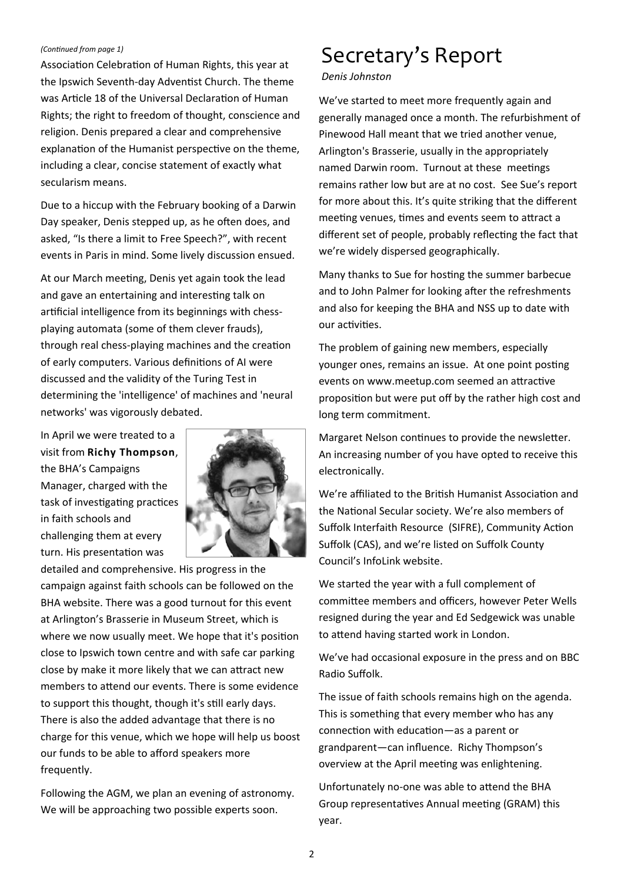*(Continued from page 1)*

Association Celebration of Human Rights, this year at the Ipswich Seventh-day Adventist Church. The theme was Article 18 of the Universal Declaration of Human Rights; the right to freedom of thought, conscience and religion. Denis prepared a clear and comprehensive explanation of the Humanist perspective on the theme, including a clear, concise statement of exactly what secularism means.

Due to a hiccup with the February booking of a Darwin Day speaker, Denis stepped up, as he often does, and asked, "Is there a limit to Free Speech?", with recent events in Paris in mind. Some lively discussion ensued.

At our March meeting, Denis yet again took the lead and gave an entertaining and interesting talk on artificial intelligence from its beginnings with chess-playing automata (some of them clever frauds), through real chess-playing machines and the creation of early computers. Various definitions of AI were discussed and the validity of the Turing Test in determining the 'intelligence' of machines and 'neural networks' was vigorously debated.

In April we were treated to a visit from **Richy Thompson**, the BHA's Campaigns Manager, charged with the task of investigating practices in faith schools and challenging them at every turn. His presentation was detailed and comprehensive. His progress in the campaign against faith schools can be followed on the BHA website. There was a good turnout for this event at Arlington's Brasserie in Museum Street, which is where we now usually meet. We hope that it's position close to Ipswich town centre and with safe car parking close by make it more likely that we can attract new members to attend our events. There is some evidence to support this thought, though it's still early days. There is also the added advantage that there is no charge for this venue, which we hope will help us boost our funds to be able to afford speakers more frequently.

Following the AGM, we plan an evening of astronomy. We will be approaching two possible experts soon.

# Secretary's Report

*Denis Johnston*

We've started to meet more frequently again and generally managed once a month. The refurbishment of Pinewood Hall meant that we tried another venue, Arlington's Brasserie, usually in the appropriately named Darwin room. Turnout at these meetings remains rather low but are at no cost. See Sue's report for more about this. It's quite striking that the different meeting venues, times and events seem to attract a different set of people, probably reflecting the fact that we're widely dispersed geographically.

Many thanks to Sue for hosting the summer barbecue and to John Palmer for looking after the refreshments and also for keeping the BHA and NSS up to date with our activities.

The problem of gaining new members, especially younger ones, remains an issue. At one point posting events on www.meetup.com seemed an attractive proposition but were put off by the rather high cost and long term commitment.

Margaret Nelson continues to provide the newsletter. An increasing number of you have opted to receive this electronically.

We're affiliated to the British Humanist Association and the National Secular society. We're also members of Suffolk Interfaith Resource (SIFRE), Community Action Suffolk (CAS), and we're listed on Suffolk County Council's InfoLink website.

We started the year with a full complement of committee members and officers, however Peter Wells resigned during the year and Ed Sedgewick was unable to attend having started work in London.

We've had occasional exposure in the press and on BBC Radio Suffolk.

The issue of faith schools remains high on the agenda. This is something that every member who has any connection with education—as a parent or grandparent—can influence. Richy Thompson's overview at the April meeting was enlightening.

Unfortunately no-one was able to attend the BHA Group representatives Annual meeting (GRAM) this year.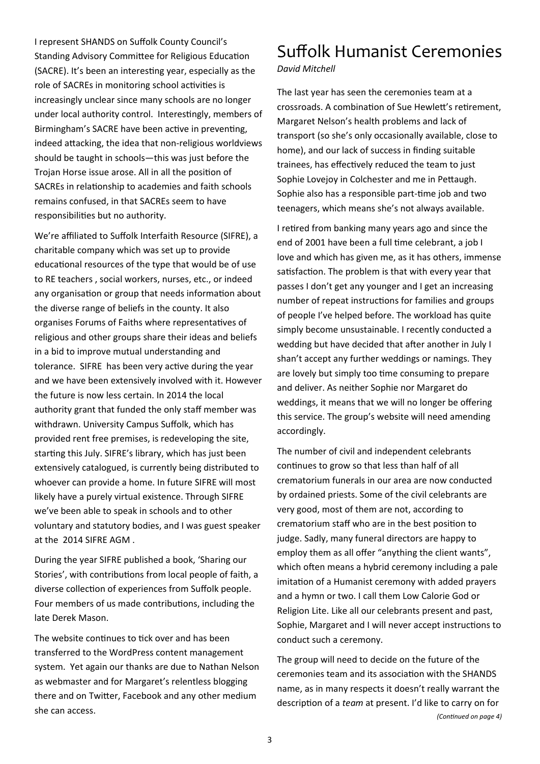I represent SHANDS on Suffolk County Council's Standing Advisory Committee for Religious Education (SACRE). It's been an interesting year, especially as the role of SACREs in monitoring school activities is increasingly unclear since many schools are no longer under local authority control. Interestingly, members of Birmingham's SACRE have been active in preventing, indeed attacking, the idea that non-religious worldviews should be taught in schools—this was just before the Trojan Horse issue arose. All in all the position of SACREs in relationship to academies and faith schools remains confused, in that SACREs seem to have responsibilities but no authority.

We're affiliated to Suffolk Interfaith Resource (SIFRE), a charitable company which was set up to provide educational resources of the type that would be of use to RE teachers , social workers, nurses, etc., or indeed any organisation or group that needs information about the diverse range of beliefs in the county. It also organises Forums of Faiths where representatives of religious and other groups share their ideas and beliefs in a bid to improve mutual understanding and tolerance. SIFRE has been very active during the year and we have been extensively involved with it. However the future is now less certain. In 2014 the local authority grant that funded the only staff member was withdrawn. University Campus Suffolk, which has provided rent free premises, is redeveloping the site, starting this July. SIFRE's library, which has just been extensively catalogued, is currently being distributed to whoever can provide a home. In future SIFRE will most likely have a purely virtual existence. Through SIFRE we've been able to speak in schools and to other voluntary and statutory bodies, and I was guest speaker at the 2014 SIFRE AGM .

During the year SIFRE published a book, 'Sharing our Stories', with contributions from local people of faith, a diverse collection of experiences from Suffolk people. Four members of us made contributions, including the late Derek Mason.

The website continues to tick over and has been transferred to the WordPress content management system. Yet again our thanks are due to Nathan Nelson as webmaster and for Margaret's relentless blogging there and on Twitter, Facebook and any other medium she can access.

# Suffolk Humanist Ceremonies

*David Mitchell*

The last year has seen the ceremonies team at a crossroads. A combination of Sue Hewlett's retirement, Margaret Nelson's health problems and lack of transport (so she's only occasionally available, close to home), and our lack of success in finding suitable trainees, has effectively reduced the team to just Sophie Lovejoy in Colchester and me in Pettaugh. Sophie also has a responsible part-time job and two teenagers, which means she's not always available.

I retired from banking many years ago and since the end of 2001 have been a full time celebrant, a job I love and which has given me, as it has others, immense satisfaction. The problem is that with every year that passes I don't get any younger and I get an increasing number of repeat instructions for families and groups of people I've helped before. The workload has quite simply become unsustainable. I recently conducted a wedding but have decided that after another in July I shan't accept any further weddings or namings. They are lovely but simply too time consuming to prepare and deliver. As neither Sophie nor Margaret do weddings, it means that we will no longer be offering this service. The group's website will need amending accordingly.

The number of civil and independent celebrants continues to grow so that less than half of all crematorium funerals in our area are now conducted by ordained priests. Some of the civil celebrants are very good, most of them are not, according to crematorium staff who are in the best position to judge. Sadly, many funeral directors are happy to employ them as all offer "anything the client wants", which often means a hybrid ceremony including a pale imitation of a Humanist ceremony with added prayers and a hymn or two. I call them Low Calorie God or Religion Lite. Like all our celebrants present and past, Sophie, Margaret and I will never accept instructions to conduct such a ceremony.

The group will need to decide on the future of the ceremonies team and its association with the SHANDS name, as in many respects it doesn't really warrant the description of a *team* at present. I'd like to carry on for

*(Continued on page 4)*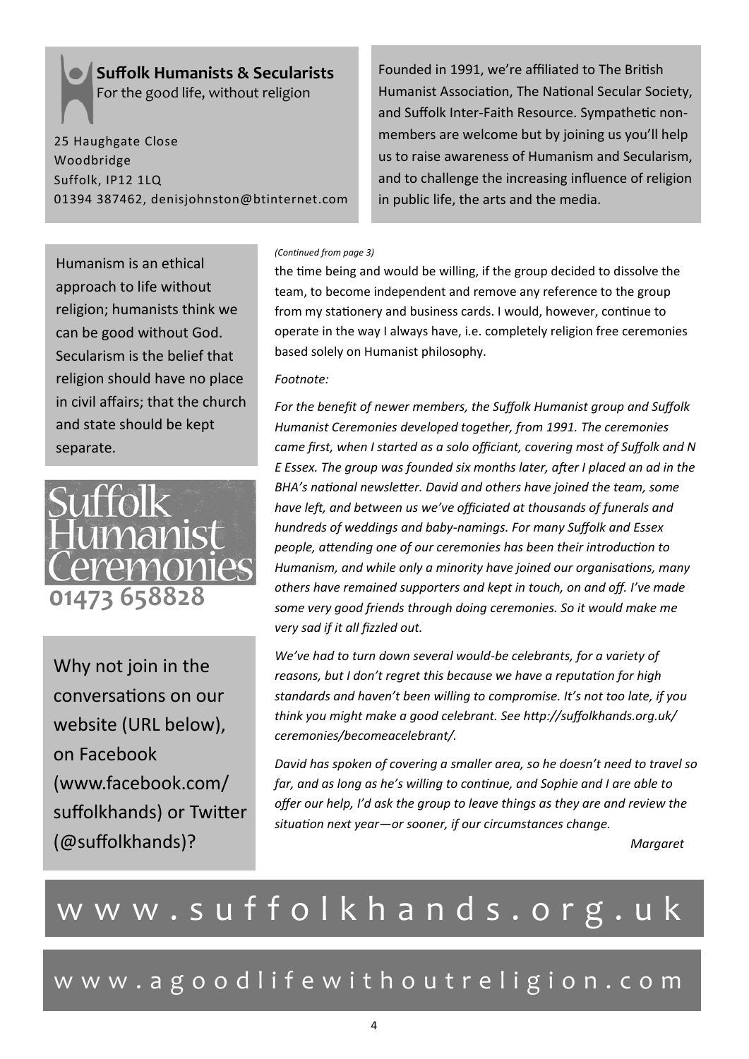**Suffolk Humanists & Secularists**
For the good life, without religion

25 Haughgate Close
Woodbridge
Suffolk, IP12 1LQ
01394 387462, denisjohnston@btinternet.com

Founded in 1991, we're affiliated to The British Humanist Association, The National Secular Society, and Suffolk Inter-Faith Resource. Sympathetic non-members are welcome but by joining us you'll help us to raise awareness of Humanism and Secularism, and to challenge the increasing influence of religion in public life, the arts and the media.

Humanism is an ethical approach to life without religion; humanists think we can be good without God. Secularism is the belief that religion should have no place in civil affairs; that the church and state should be kept separate.

Suffolk Humanist Ceremonies
01473 658828

Why not join in the conversations on our website (URL below), on Facebook (www.facebook.com/suffolkhands) or Twitter (@suffolkhands)?

*(Continued from page 3)*

the time being and would be willing, if the group decided to dissolve the team, to become independent and remove any reference to the group from my stationery and business cards. I would, however, continue to operate in the way I always have, i.e. completely religion free ceremonies based solely on Humanist philosophy.

*Footnote:*

*For the benefit of newer members, the Suffolk Humanist group and Suffolk Humanist Ceremonies developed together, from 1991. The ceremonies came first, when I started as a solo officiant, covering most of Suffolk and N E Essex. The group was founded six months later, after I placed an ad in the BHA's national newsletter. David and others have joined the team, some have left, and between us we've officiated at thousands of funerals and hundreds of weddings and baby-namings. For many Suffolk and Essex people, attending one of our ceremonies has been their introduction to Humanism, and while only a minority have joined our organisations, many others have remained supporters and kept in touch, on and off. I've made some very good friends through doing ceremonies. So it would make me very sad if it all fizzled out.*

*We've had to turn down several would-be celebrants, for a variety of reasons, but I don't regret this because we have a reputation for high standards and haven't been willing to compromise. It's not too late, if you think you might make a good celebrant. See http://suffolkhands.org.uk/ceremonies/becomeacelebrant/.*

*David has spoken of covering a smaller area, so he doesn't need to travel so far, and as long as he's willing to continue, and Sophie and I are able to offer our help, I'd ask the group to leave things as they are and review the situation next year—or sooner, if our circumstances change.*

*Margaret*

www.suffolkhands.org.uk

www.agoodlifewithoutreligion.com